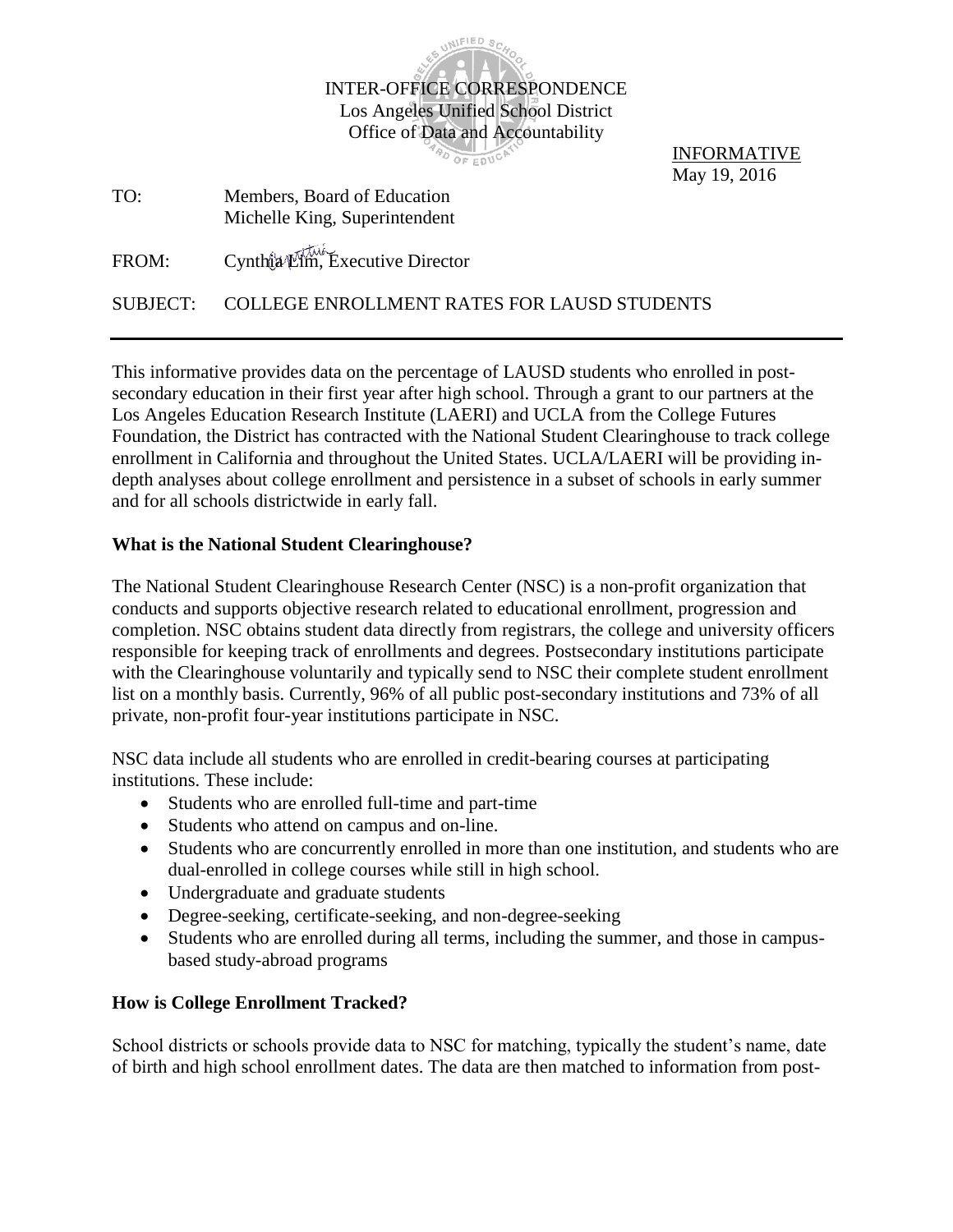INTER-OFFICE CORRESPONDENCE
Los Angeles Unified School District
Office of Data and Accountability

INFORMATIVE
May 19, 2016

TO: Members, Board of Education
Michelle King, Superintendent

FROM: Cynthia Lim, Executive Director

SUBJECT: COLLEGE ENROLLMENT RATES FOR LAUSD STUDENTS

---

This informative provides data on the percentage of LAUSD students who enrolled in post-secondary education in their first year after high school. Through a grant to our partners at the Los Angeles Education Research Institute (LAERI) and UCLA from the College Futures Foundation, the District has contracted with the National Student Clearinghouse to track college enrollment in California and throughout the United States. UCLA/LAERI will be providing in-depth analyses about college enrollment and persistence in a subset of schools in early summer and for all schools districtwide in early fall.

**What is the National Student Clearinghouse?**

The National Student Clearinghouse Research Center (NSC) is a non-profit organization that conducts and supports objective research related to educational enrollment, progression and completion. NSC obtains student data directly from registrars, the college and university officers responsible for keeping track of enrollments and degrees. Postsecondary institutions participate with the Clearinghouse voluntarily and typically send to NSC their complete student enrollment list on a monthly basis. Currently, 96% of all public post-secondary institutions and 73% of all private, non-profit four-year institutions participate in NSC.

NSC data include all students who are enrolled in credit-bearing courses at participating institutions. These include:

- Students who are enrolled full-time and part-time
- Students who attend on campus and on-line.
- Students who are concurrently enrolled in more than one institution, and students who are dual-enrolled in college courses while still in high school.
- Undergraduate and graduate students
- Degree-seeking, certificate-seeking, and non-degree-seeking
- Students who are enrolled during all terms, including the summer, and those in campus-based study-abroad programs

**How is College Enrollment Tracked?**

School districts or schools provide data to NSC for matching, typically the student's name, date of birth and high school enrollment dates. The data are then matched to information from post-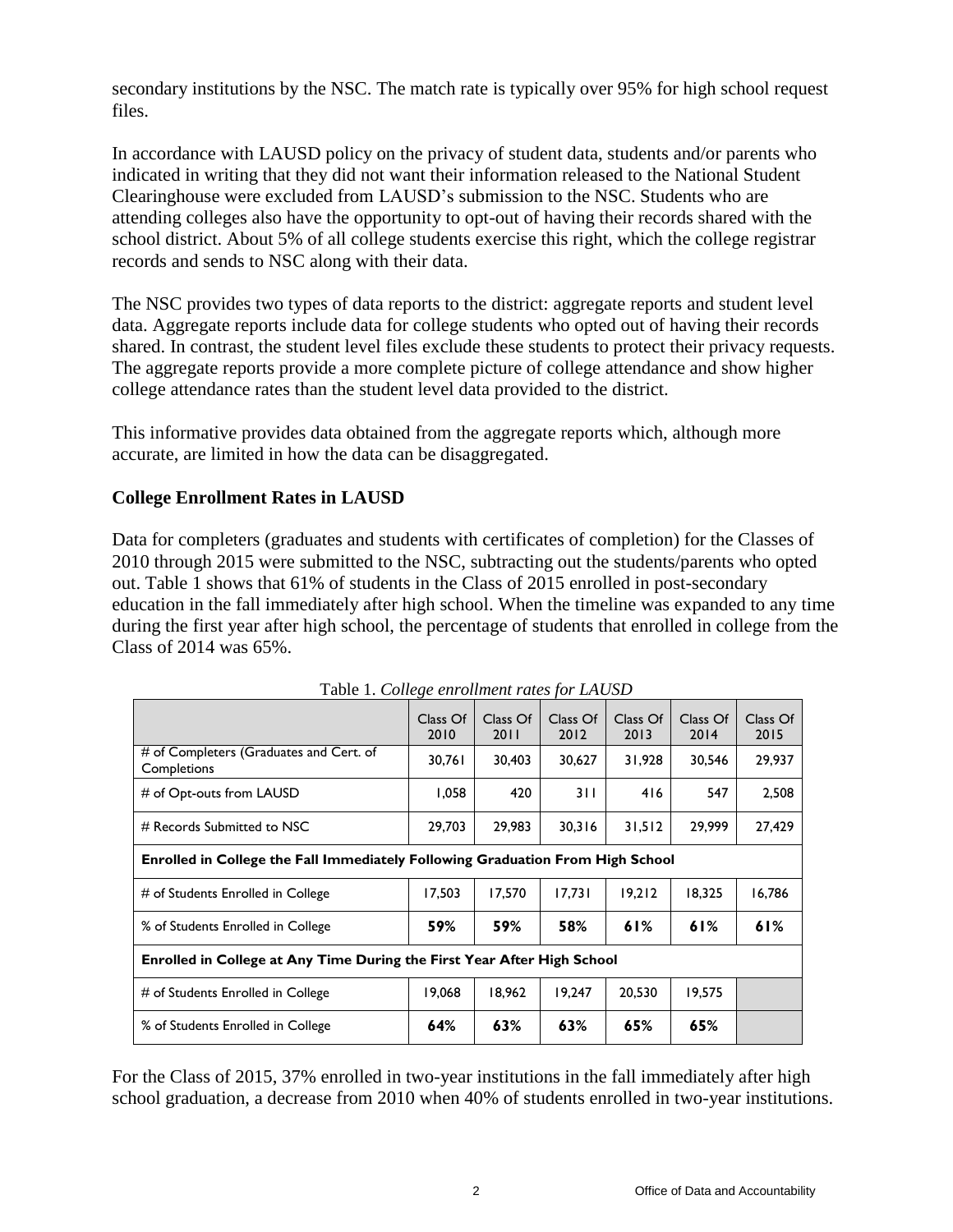secondary institutions by the NSC. The match rate is typically over 95% for high school request files.

In accordance with LAUSD policy on the privacy of student data, students and/or parents who indicated in writing that they did not want their information released to the National Student Clearinghouse were excluded from LAUSD's submission to the NSC. Students who are attending colleges also have the opportunity to opt-out of having their records shared with the school district. About 5% of all college students exercise this right, which the college registrar records and sends to NSC along with their data.

The NSC provides two types of data reports to the district: aggregate reports and student level data. Aggregate reports include data for college students who opted out of having their records shared. In contrast, the student level files exclude these students to protect their privacy requests. The aggregate reports provide a more complete picture of college attendance and show higher college attendance rates than the student level data provided to the district.

This informative provides data obtained from the aggregate reports which, although more accurate, are limited in how the data can be disaggregated.

**College Enrollment Rates in LAUSD**

Data for completers (graduates and students with certificates of completion) for the Classes of 2010 through 2015 were submitted to the NSC, subtracting out the students/parents who opted out. Table 1 shows that 61% of students in the Class of 2015 enrolled in post-secondary education in the fall immediately after high school. When the timeline was expanded to any time during the first year after high school, the percentage of students that enrolled in college from the Class of 2014 was 65%.

Table 1. *College enrollment rates for LAUSD*

| | Class Of 2010 | Class Of 2011 | Class Of 2012 | Class Of 2013 | Class Of 2014 | Class Of 2015 |
|---|---|---|---|---|---|---|
| # of Completers (Graduates and Cert. of Completions | 30,761 | 30,403 | 30,627 | 31,928 | 30,546 | 29,937 |
| # of Opt-outs from LAUSD | 1,058 | 420 | 311 | 416 | 547 | 2,508 |
| # Records Submitted to NSC | 29,703 | 29,983 | 30,316 | 31,512 | 29,999 | 27,429 |
| **Enrolled in College the Fall Immediately Following Graduation From High School** | | | | | | |
| # of Students Enrolled in College | 17,503 | 17,570 | 17,731 | 19,212 | 18,325 | 16,786 |
| % of Students Enrolled in College | **59%** | **59%** | **58%** | **61%** | **61%** | **61%** |
| **Enrolled in College at Any Time During the First Year After High School** | | | | | | |
| # of Students Enrolled in College | 19,068 | 18,962 | 19,247 | 20,530 | 19,575 | |
| % of Students Enrolled in College | **64%** | **63%** | **63%** | **65%** | **65%** | |

For the Class of 2015, 37% enrolled in two-year institutions in the fall immediately after high school graduation, a decrease from 2010 when 40% of students enrolled in two-year institutions.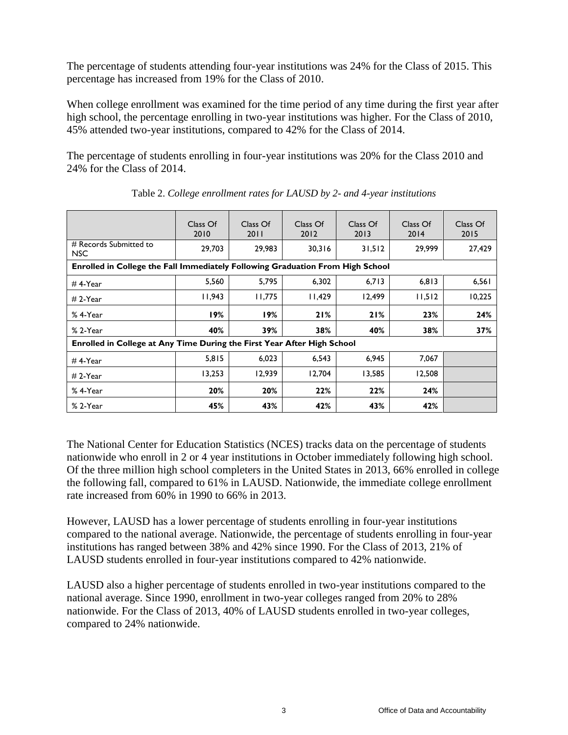The percentage of students attending four-year institutions was 24% for the Class of 2015. This percentage has increased from 19% for the Class of 2010.

When college enrollment was examined for the time period of any time during the first year after high school, the percentage enrolling in two-year institutions was higher. For the Class of 2010, 45% attended two-year institutions, compared to 42% for the Class of 2014.

The percentage of students enrolling in four-year institutions was 20% for the Class 2010 and 24% for the Class of 2014.

Table 2. *College enrollment rates for LAUSD by 2- and 4-year institutions*

| | Class Of 2010 | Class Of 2011 | Class Of 2012 | Class Of 2013 | Class Of 2014 | Class Of 2015 |
|---|---|---|---|---|---|---|
| # Records Submitted to NSC | 29,703 | 29,983 | 30,316 | 31,512 | 29,999 | 27,429 |
| **Enrolled in College the Fall Immediately Following Graduation From High School** | | | | | | |
| # 4-Year | 5,560 | 5,795 | 6,302 | 6,713 | 6,813 | 6,561 |
| # 2-Year | 11,943 | 11,775 | 11,429 | 12,499 | 11,512 | 10,225 |
| % 4-Year | **19%** | **19%** | **21%** | **21%** | **23%** | **24%** |
| % 2-Year | **40%** | **39%** | **38%** | **40%** | **38%** | **37%** |
| **Enrolled in College at Any Time During the First Year After High School** | | | | | | |
| # 4-Year | 5,815 | 6,023 | 6,543 | 6,945 | 7,067 | |
| # 2-Year | 13,253 | 12,939 | 12,704 | 13,585 | 12,508 | |
| % 4-Year | **20%** | **20%** | **22%** | **22%** | **24%** | |
| % 2-Year | **45%** | **43%** | **42%** | **43%** | **42%** | |

The National Center for Education Statistics (NCES) tracks data on the percentage of students nationwide who enroll in 2 or 4 year institutions in October immediately following high school. Of the three million high school completers in the United States in 2013, 66% enrolled in college the following fall, compared to 61% in LAUSD. Nationwide, the immediate college enrollment rate increased from 60% in 1990 to 66% in 2013.

However, LAUSD has a lower percentage of students enrolling in four-year institutions compared to the national average. Nationwide, the percentage of students enrolling in four-year institutions has ranged between 38% and 42% since 1990. For the Class of 2013, 21% of LAUSD students enrolled in four-year institutions compared to 42% nationwide.

LAUSD also a higher percentage of students enrolled in two-year institutions compared to the national average. Since 1990, enrollment in two-year colleges ranged from 20% to 28% nationwide. For the Class of 2013, 40% of LAUSD students enrolled in two-year colleges, compared to 24% nationwide.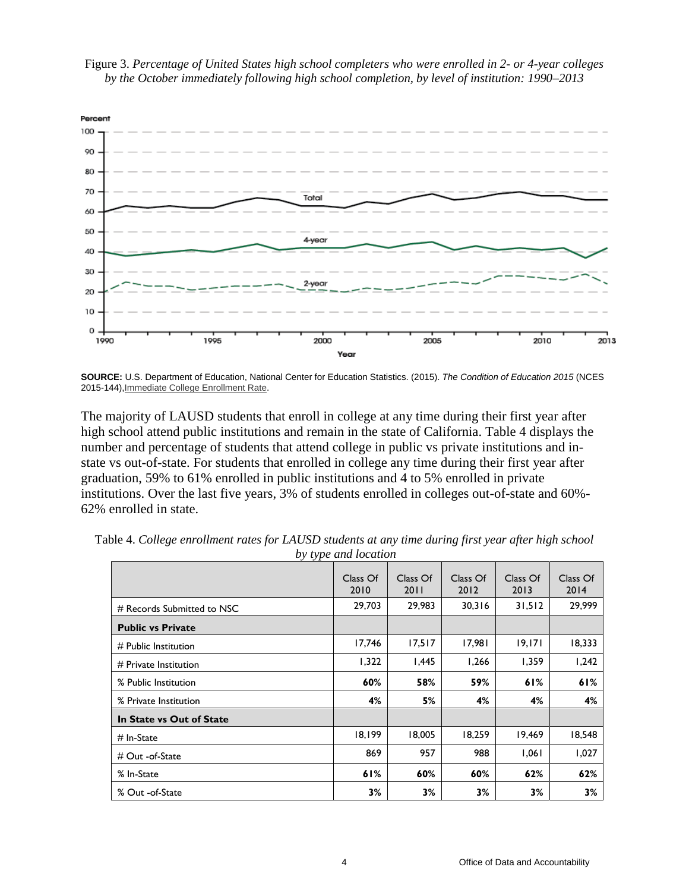Figure 3. *Percentage of United States high school completers who were enrolled in 2- or 4-year colleges by the October immediately following high school completion, by level of institution: 1990–2013*

**SOURCE:** U.S. Department of Education, National Center for Education Statistics. (2015). *The Condition of Education 2015* (NCES 2015-144), Immediate College Enrollment Rate.

The majority of LAUSD students that enroll in college at any time during their first year after high school attend public institutions and remain in the state of California. Table 4 displays the number and percentage of students that attend college in public vs private institutions and in-state vs out-of-state. For students that enrolled in college any time during their first year after graduation, 59% to 61% enrolled in public institutions and 4 to 5% enrolled in private institutions. Over the last five years, 3% of students enrolled in colleges out-of-state and 60%-62% enrolled in state.

Table 4. *College enrollment rates for LAUSD students at any time during first year after high school by type and location*

| | Class Of 2010 | Class Of 2011 | Class Of 2012 | Class Of 2013 | Class Of 2014 |
|---|---|---|---|---|---|
| # Records Submitted to NSC | 29,703 | 29,983 | 30,316 | 31,512 | 29,999 |
| **Public vs Private** | | | | | |
| # Public Institution | 17,746 | 17,517 | 17,981 | 19,171 | 18,333 |
| # Private Institution | 1,322 | 1,445 | 1,266 | 1,359 | 1,242 |
| % Public Institution | **60%** | **58%** | **59%** | **61%** | **61%** |
| % Private Institution | **4%** | **5%** | **4%** | **4%** | **4%** |
| **In State vs Out of State** | | | | | |
| # In-State | 18,199 | 18,005 | 18,259 | 19,469 | 18,548 |
| # Out -of-State | 869 | 957 | 988 | 1,061 | 1,027 |
| % In-State | **61%** | **60%** | **60%** | **62%** | **62%** |
| % Out -of-State | **3%** | **3%** | **3%** | **3%** | **3%** |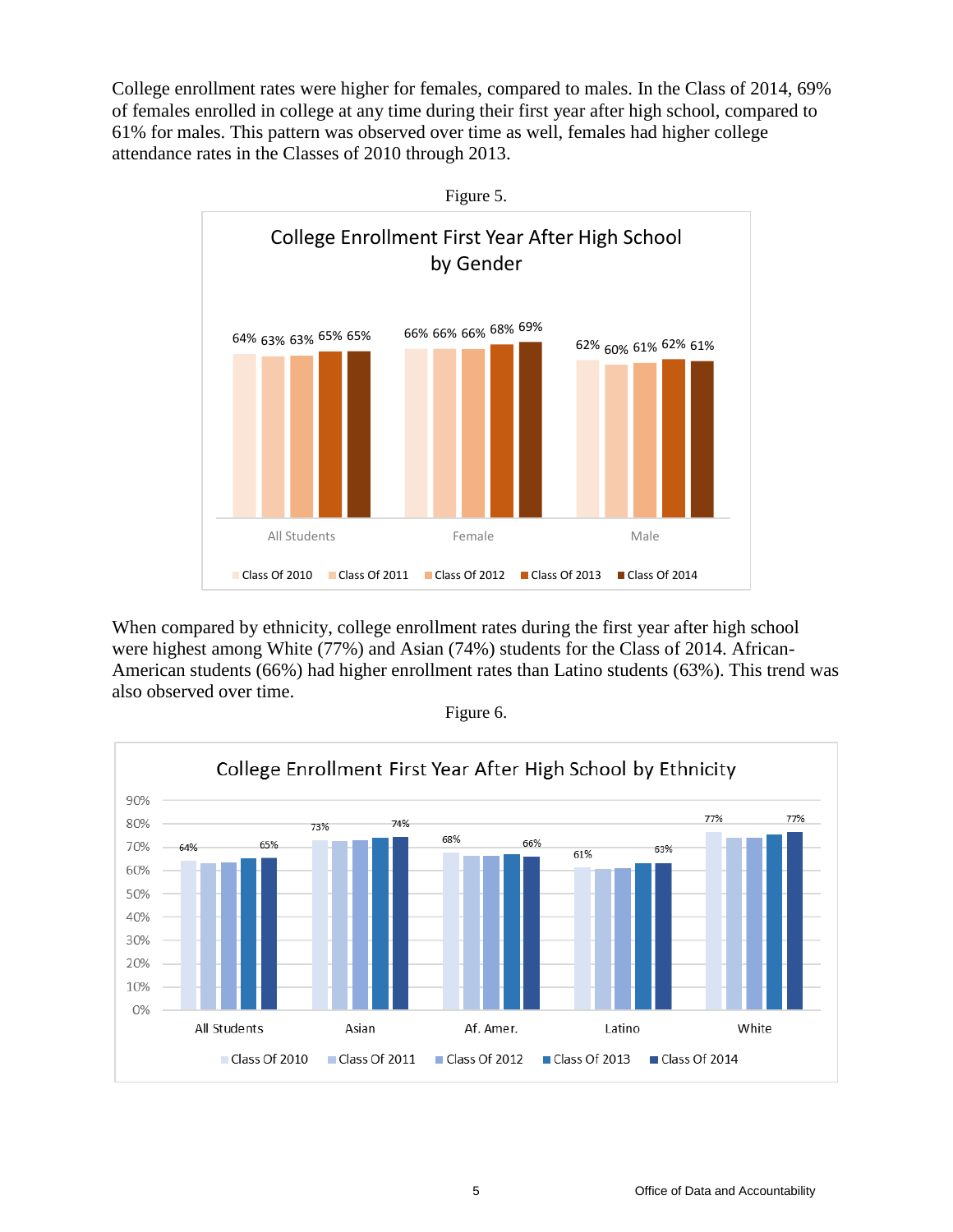College enrollment rates were higher for females, compared to males. In the Class of 2014, 69% of females enrolled in college at any time during their first year after high school, compared to 61% for males. This pattern was observed over time as well, females had higher college attendance rates in the Classes of 2010 through 2013.

Figure 5.

**College Enrollment First Year After High School by Gender**

| | Class Of 2010 | Class Of 2011 | Class Of 2012 | Class Of 2013 | Class Of 2014 |
|---|---|---|---|---|---|
| All Students | 64% | 63% | 63% | 65% | 65% |
| Female | 66% | 66% | 66% | 68% | 69% |
| Male | 62% | 60% | 61% | 62% | 61% |

When compared by ethnicity, college enrollment rates during the first year after high school were highest among White (77%) and Asian (74%) students for the Class of 2014. African-American students (66%) had higher enrollment rates than Latino students (63%). This trend was also observed over time.

Figure 6.

**College Enrollment First Year After High School by Ethnicity**

| | Class Of 2010 | Class Of 2011 | Class Of 2012 | Class Of 2013 | Class Of 2014 |
|---|---|---|---|---|---|
| All Students | 64% | | | | 65% |
| Asian | 73% | | | | 74% |
| Af. Amer. | 68% | | | | 66% |
| Latino | 61% | | | | 63% |
| White | 77% | | | | 77% |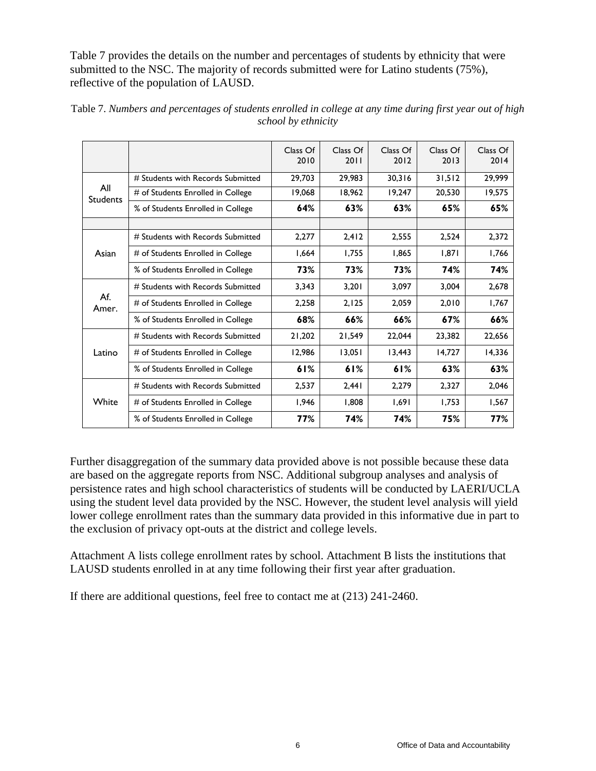Table 7 provides the details on the number and percentages of students by ethnicity that were submitted to the NSC. The majority of records submitted were for Latino students (75%), reflective of the population of LAUSD.

Table 7. *Numbers and percentages of students enrolled in college at any time during first year out of high school by ethnicity*

| | | Class Of 2010 | Class Of 2011 | Class Of 2012 | Class Of 2013 | Class Of 2014 |
|---|---|---|---|---|---|---|
| All Students | # Students with Records Submitted | 29,703 | 29,983 | 30,316 | 31,512 | 29,999 |
| | # of Students Enrolled in College | 19,068 | 18,962 | 19,247 | 20,530 | 19,575 |
| | % of Students Enrolled in College | **64%** | **63%** | **63%** | **65%** | **65%** |
| | | | | | | |
| Asian | # Students with Records Submitted | 2,277 | 2,412 | 2,555 | 2,524 | 2,372 |
| | # of Students Enrolled in College | 1,664 | 1,755 | 1,865 | 1,871 | 1,766 |
| | % of Students Enrolled in College | **73%** | **73%** | **73%** | **74%** | **74%** |
| Af. Amer. | # Students with Records Submitted | 3,343 | 3,201 | 3,097 | 3,004 | 2,678 |
| | # of Students Enrolled in College | 2,258 | 2,125 | 2,059 | 2,010 | 1,767 |
| | % of Students Enrolled in College | **68%** | **66%** | **66%** | **67%** | **66%** |
| Latino | # Students with Records Submitted | 21,202 | 21,549 | 22,044 | 23,382 | 22,656 |
| | # of Students Enrolled in College | 12,986 | 13,051 | 13,443 | 14,727 | 14,336 |
| | % of Students Enrolled in College | **61%** | **61%** | **61%** | **63%** | **63%** |
| White | # Students with Records Submitted | 2,537 | 2,441 | 2,279 | 2,327 | 2,046 |
| | # of Students Enrolled in College | 1,946 | 1,808 | 1,691 | 1,753 | 1,567 |
| | % of Students Enrolled in College | **77%** | **74%** | **74%** | **75%** | **77%** |

Further disaggregation of the summary data provided above is not possible because these data are based on the aggregate reports from NSC. Additional subgroup analyses and analysis of persistence rates and high school characteristics of students will be conducted by LAERI/UCLA using the student level data provided by the NSC. However, the student level analysis will yield lower college enrollment rates than the summary data provided in this informative due in part to the exclusion of privacy opt-outs at the district and college levels.

Attachment A lists college enrollment rates by school. Attachment B lists the institutions that LAUSD students enrolled in at any time following their first year after graduation.

If there are additional questions, feel free to contact me at (213) 241-2460.